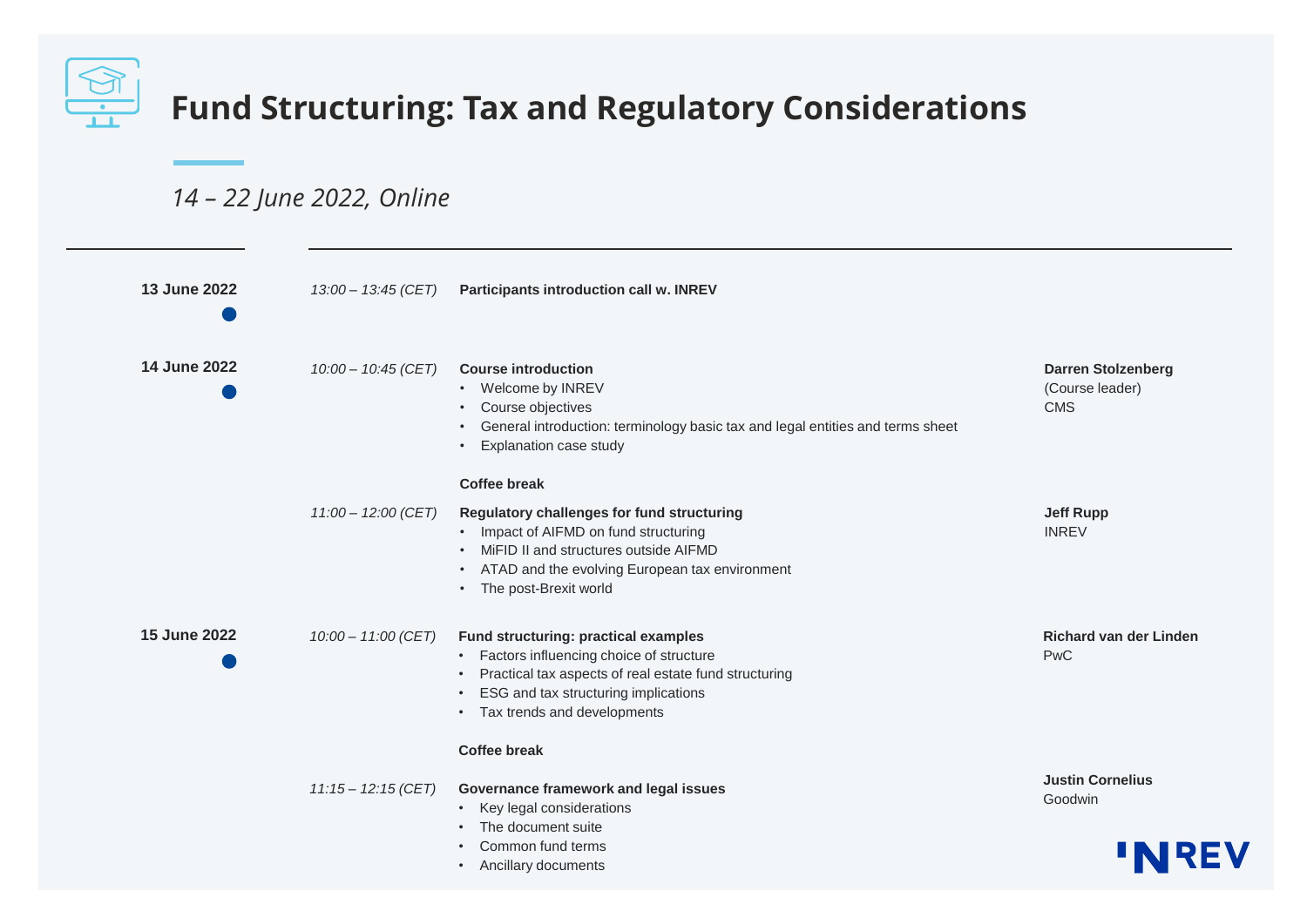# Fund Structuring: Tax and Regulatory Considerations

*14 – 22 June 2022, Online*

**13 June 2022**

*13:00 – 13:45 (CET)* **Participants introduction call w. INREV**

**14 June 2022**

*10:00 – 10:45 (CET)* **Course introduction**

- Welcome by INREV
- Course objectives
- General introduction: terminology basic tax and legal entities and terms sheet
- Explanation case study

**Darren Stolzenberg**
(Course leader)
CMS

**Coffee break**

*11:00 – 12:00 (CET)* **Regulatory challenges for fund structuring**

- Impact of AIFMD on fund structuring
- MiFID II and structures outside AIFMD
- ATAD and the evolving European tax environment
- The post-Brexit world

**Jeff Rupp**
INREV

**15 June 2022**

*10:00 – 11:00 (CET)* **Fund structuring: practical examples**

- Factors influencing choice of structure
- Practical tax aspects of real estate fund structuring
- ESG and tax structuring implications
- Tax trends and developments

**Richard van der Linden**
PwC

**Coffee break**

*11:15 – 12:15 (CET)* **Governance framework and legal issues**

- Key legal considerations
- The document suite
- Common fund terms
- Ancillary documents

**Justin Cornelius**
Goodwin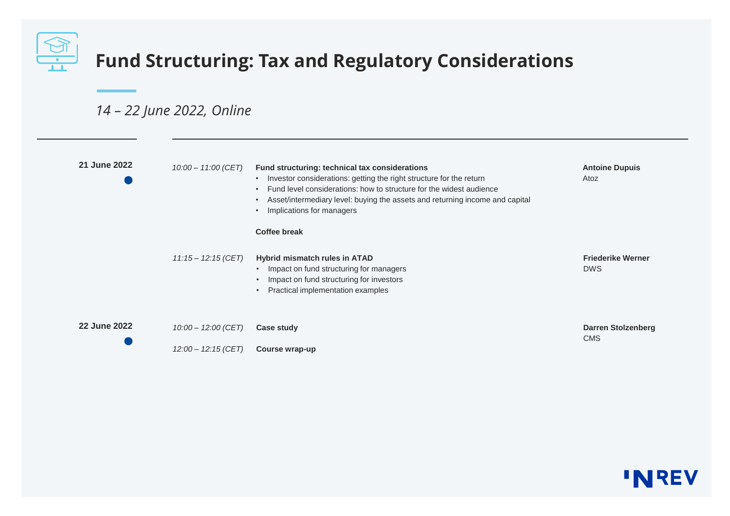# Fund Structuring: Tax and Regulatory Considerations

*14 – 22 June 2022, Online*

**21 June 2022**

*10:00 – 11:00 (CET)*

**Fund structuring: technical tax considerations**

- Investor considerations: getting the right structure for the return
- Fund level considerations: how to structure for the widest audience
- Asset/intermediary level: buying the assets and returning income and capital
- Implications for managers

**Antoine Dupuis**
Atoz

**Coffee break**

*11:15 – 12:15 (CET)*

**Hybrid mismatch rules in ATAD**

- Impact on fund structuring for managers
- Impact on fund structuring for investors
- Practical implementation examples

**Friederike Werner**
DWS

**22 June 2022**

*10:00 – 12:00 (CET)*

**Case study**

**Darren Stolzenberg**
CMS

*12:00 – 12:15 (CET)*

**Course wrap-up**